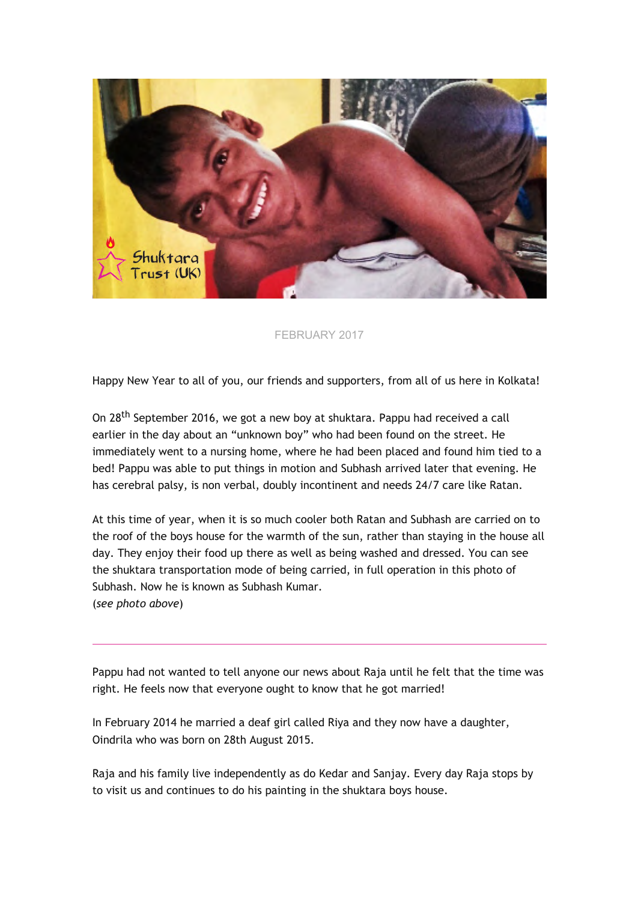FEBRUARY 2017

Happy New Year to all of you, our friends and supporters, from all of us here in Kolkata!

On 28th September 2016, we got a new boy at shuktara. Pappu had received a call earlier in the day about an "unknown boy" who had been found on the street. He immediately went to a nursing home, where he had been placed and found him tied to a bed! Pappu was able to put things in motion and Subhash arrived later that evening. He has cerebral palsy, is non verbal, doubly incontinent and needs 24/7 care like Ratan.

At this time of year, when it is so much cooler both Ratan and Subhash are carried on to the roof of the boys house for the warmth of the sun, rather than staying in the house all day. They enjoy their food up there as well as being washed and dressed. You can see the shuktara transportation mode of being carried, in full operation in this photo of Subhash. Now he is known as Subhash Kumar.
(*see photo above*)

---

Pappu had not wanted to tell anyone our news about Raja until he felt that the time was right. He feels now that everyone ought to know that he got married!

In February 2014 he married a deaf girl called Riya and they now have a daughter, Oindrila who was born on 28th August 2015.

Raja and his family live independently as do Kedar and Sanjay. Every day Raja stops by to visit us and continues to do his painting in the shuktara boys house.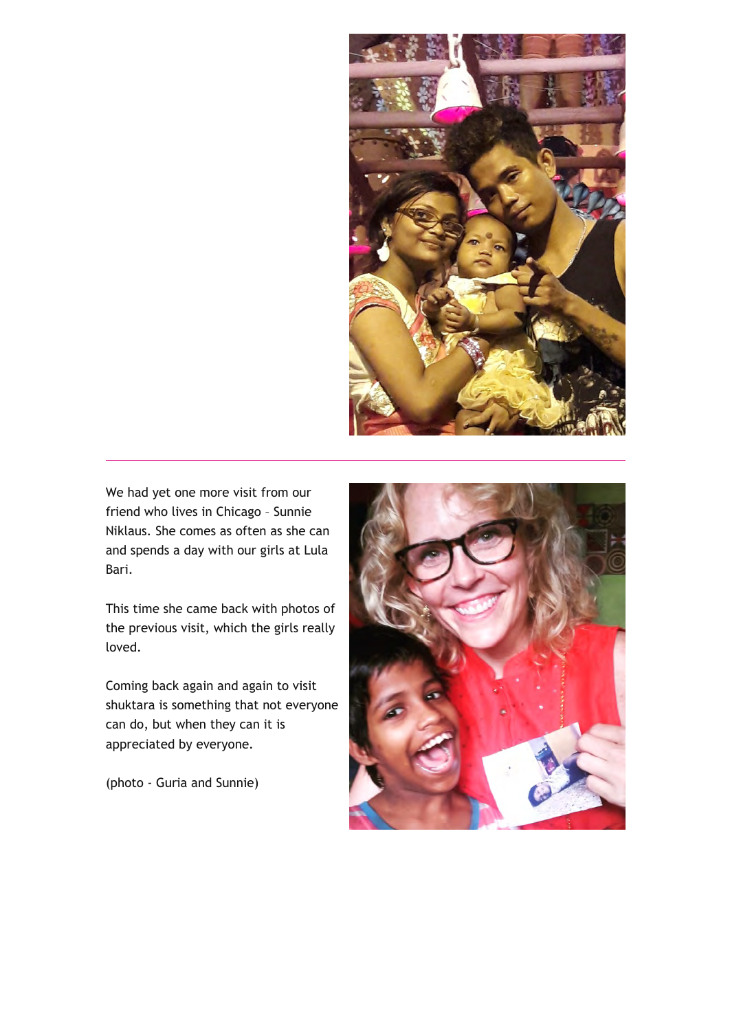---

We had yet one more visit from our friend who lives in Chicago – Sunnie Niklaus. She comes as often as she can and spends a day with our girls at Lula Bari.

This time she came back with photos of the previous visit, which the girls really loved.

Coming back again and again to visit shuktara is something that not everyone can do, but when they can it is appreciated by everyone.

(photo - Guria and Sunnie)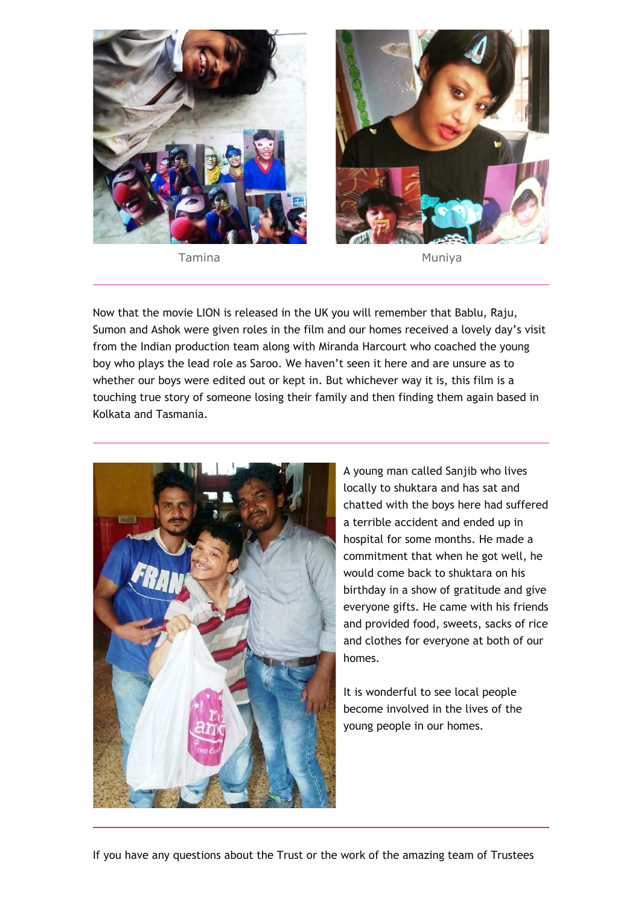Tamina

Muniya

---

Now that the movie LION is released in the UK you will remember that Bablu, Raju, Sumon and Ashok were given roles in the film and our homes received a lovely day's visit from the Indian production team along with Miranda Harcourt who coached the young boy who plays the lead role as Saroo. We haven't seen it here and are unsure as to whether our boys were edited out or kept in. But whichever way it is, this film is a touching true story of someone losing their family and then finding them again based in Kolkata and Tasmania.

---

A young man called Sanjib who lives locally to shuktara and has sat and chatted with the boys here had suffered a terrible accident and ended up in hospital for some months. He made a commitment that when he got well, he would come back to shuktara on his birthday in a show of gratitude and give everyone gifts. He came with his friends and provided food, sweets, sacks of rice and clothes for everyone at both of our homes.

It is wonderful to see local people become involved in the lives of the young people in our homes.

---

If you have any questions about the Trust or the work of the amazing team of Trustees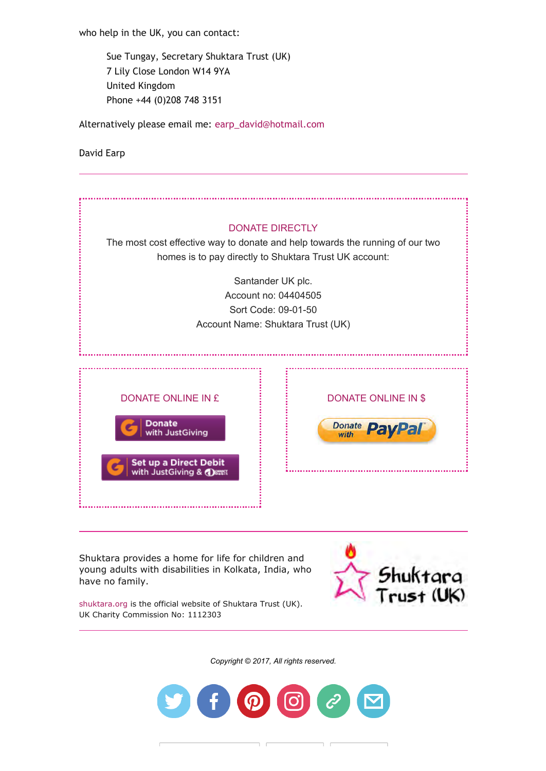who help in the UK, you can contact:

Sue Tungay, Secretary Shuktara Trust (UK)
7 Lily Close London W14 9YA
United Kingdom
Phone +44 (0)208 748 3151

Alternatively please email me: earp_david@hotmail.com

David Earp

---

DONATE DIRECTLY

The most cost effective way to donate and help towards the running of our two homes is to pay directly to Shuktara Trust UK account:

Santander UK plc.
Account no: 04404505
Sort Code: 09-01-50
Account Name: Shuktara Trust (UK)

DONATE ONLINE IN £

Donate with JustGiving

Set up a Direct Debit with JustGiving &

DONATE ONLINE IN $

Donate with PayPal

---

Shuktara provides a home for life for children and young adults with disabilities in Kolkata, India, who have no family.

shuktara.org is the official website of Shuktara Trust (UK).
UK Charity Commission No: 1112303

Shuktara Trust (UK)

---

*Copyright © 2017, All rights reserved.*